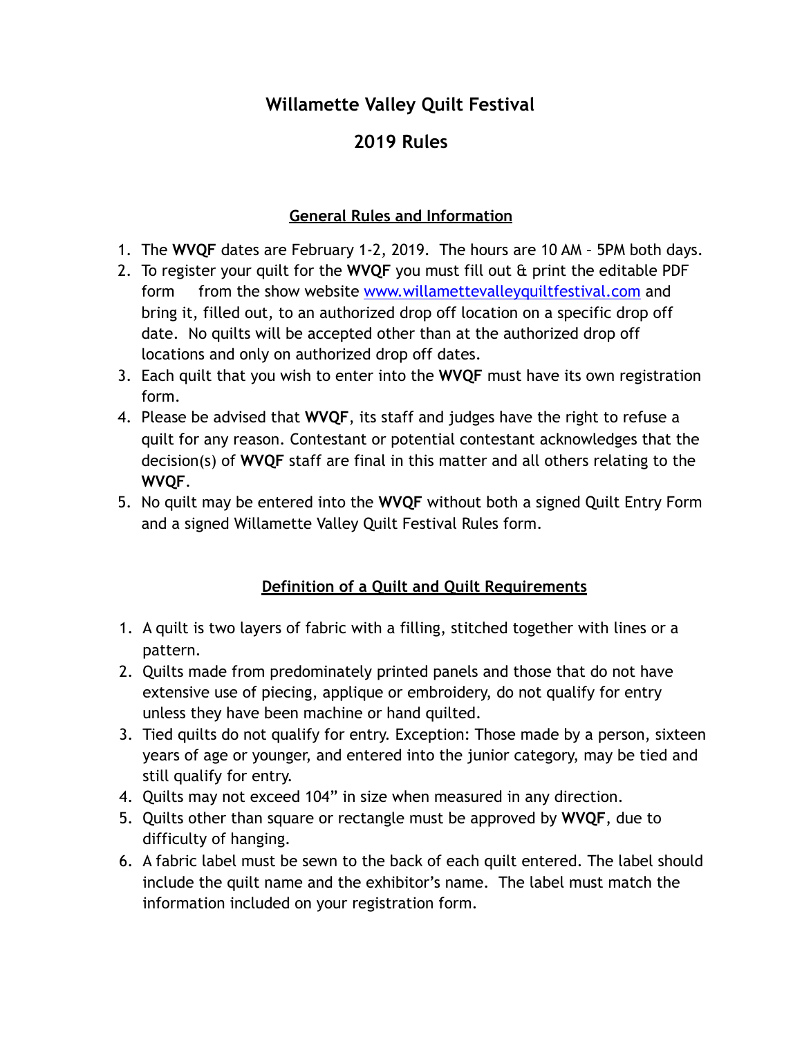# Willamette Valley Quilt Festival

## 2019 Rules

### General Rules and Information

1. The **WVQF** dates are February 1-2, 2019. The hours are 10 AM – 5PM both days.
2. To register your quilt for the **WVQF** you must fill out & print the editable PDF form from the show website [www.willamettevalleyquiltfestival.com](http://www.willamettevalleyquiltfestival.com) and bring it, filled out, to an authorized drop off location on a specific drop off date. No quilts will be accepted other than at the authorized drop off locations and only on authorized drop off dates.
3. Each quilt that you wish to enter into the **WVQF** must have its own registration form.
4. Please be advised that **WVQF**, its staff and judges have the right to refuse a quilt for any reason. Contestant or potential contestant acknowledges that the decision(s) of **WVQF** staff are final in this matter and all others relating to the **WVQF**.
5. No quilt may be entered into the **WVQF** without both a signed Quilt Entry Form and a signed Willamette Valley Quilt Festival Rules form.

### Definition of a Quilt and Quilt Requirements

1. A quilt is two layers of fabric with a filling, stitched together with lines or a pattern.
2. Quilts made from predominately printed panels and those that do not have extensive use of piecing, applique or embroidery, do not qualify for entry unless they have been machine or hand quilted.
3. Tied quilts do not qualify for entry. Exception: Those made by a person, sixteen years of age or younger, and entered into the junior category, may be tied and still qualify for entry.
4. Quilts may not exceed 104" in size when measured in any direction.
5. Quilts other than square or rectangle must be approved by **WVQF**, due to difficulty of hanging.
6. A fabric label must be sewn to the back of each quilt entered. The label should include the quilt name and the exhibitor's name. The label must match the information included on your registration form.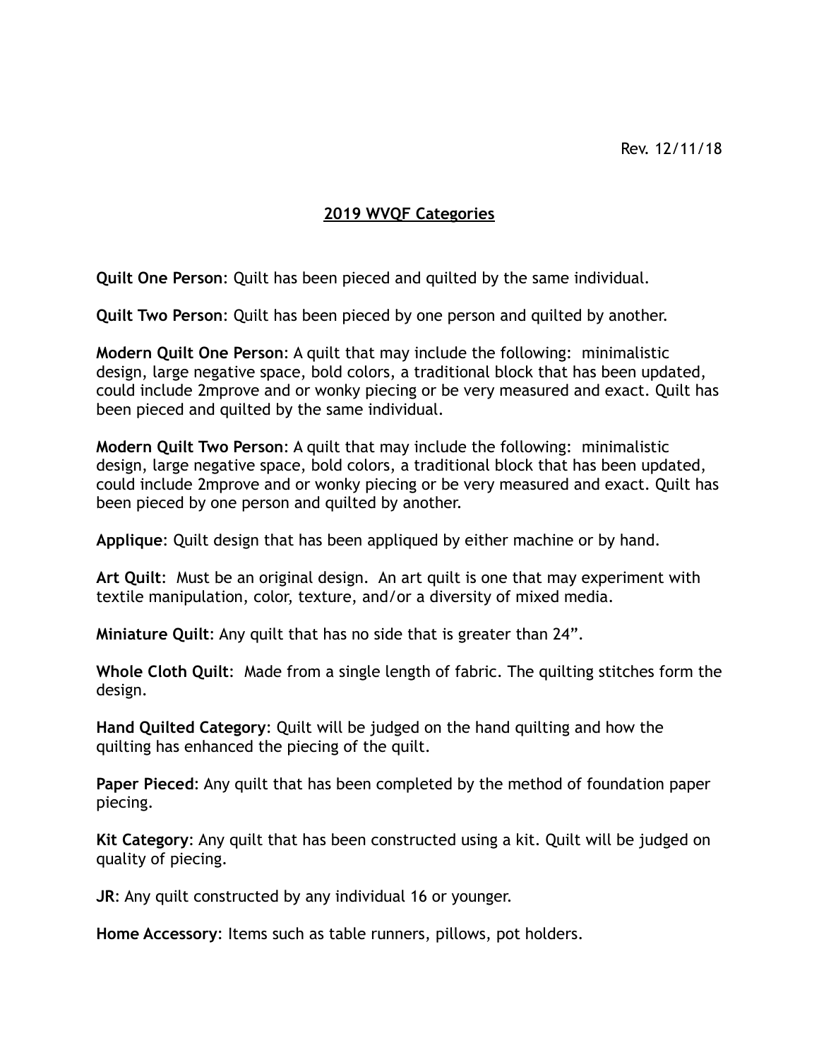Rev. 12/11/18

## 2019 WVQF Categories

**Quilt One Person**: Quilt has been pieced and quilted by the same individual.

**Quilt Two Person**: Quilt has been pieced by one person and quilted by another.

**Modern Quilt One Person**: A quilt that may include the following: minimalistic design, large negative space, bold colors, a traditional block that has been updated, could include 2mprove and or wonky piecing or be very measured and exact. Quilt has been pieced and quilted by the same individual.

**Modern Quilt Two Person**: A quilt that may include the following: minimalistic design, large negative space, bold colors, a traditional block that has been updated, could include 2mprove and or wonky piecing or be very measured and exact. Quilt has been pieced by one person and quilted by another.

**Applique**: Quilt design that has been appliqued by either machine or by hand.

**Art Quilt**: Must be an original design. An art quilt is one that may experiment with textile manipulation, color, texture, and/or a diversity of mixed media.

**Miniature Quilt**: Any quilt that has no side that is greater than 24".

**Whole Cloth Quilt**: Made from a single length of fabric. The quilting stitches form the design.

**Hand Quilted Category**: Quilt will be judged on the hand quilting and how the quilting has enhanced the piecing of the quilt.

**Paper Pieced**: Any quilt that has been completed by the method of foundation paper piecing.

**Kit Category**: Any quilt that has been constructed using a kit. Quilt will be judged on quality of piecing.

**JR**: Any quilt constructed by any individual 16 or younger.

**Home Accessory**: Items such as table runners, pillows, pot holders.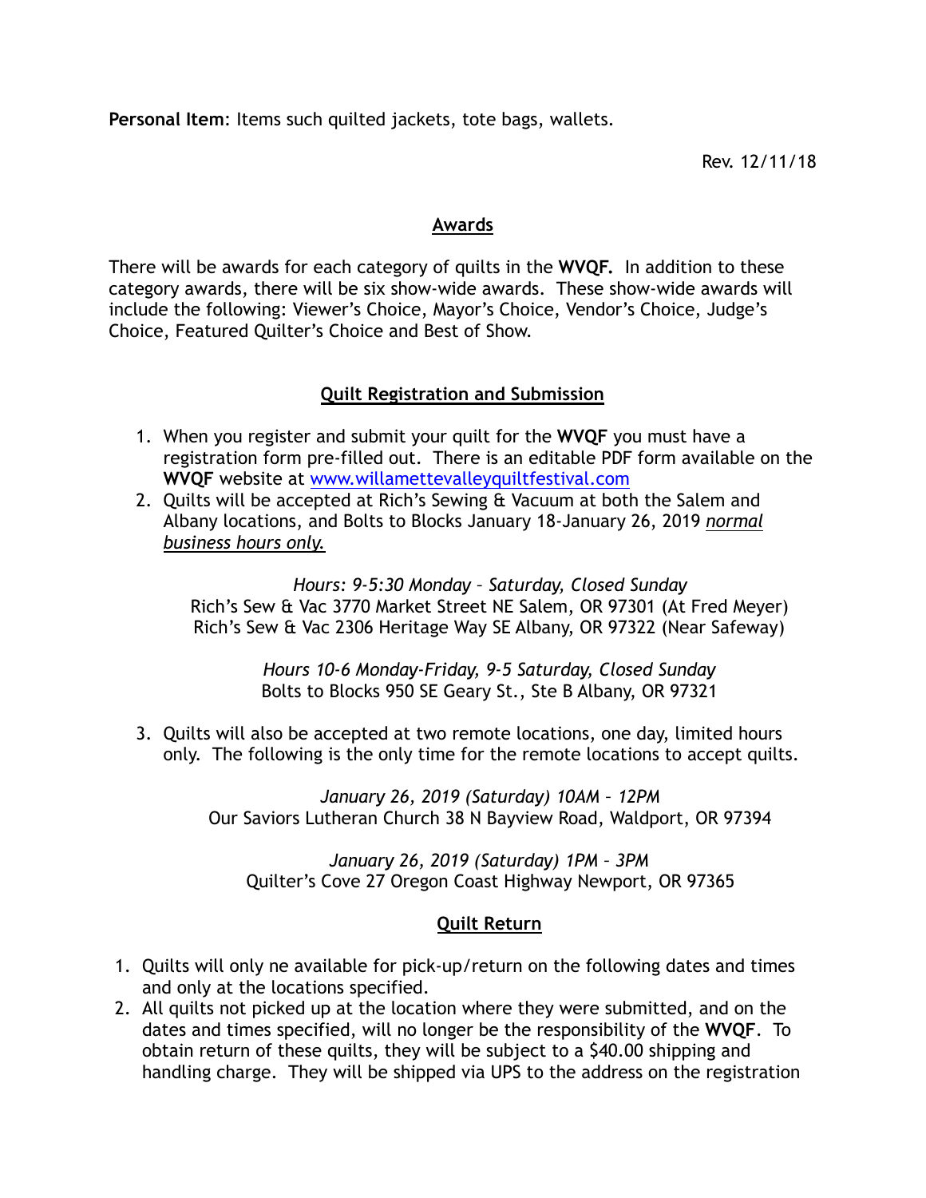**Personal Item**: Items such quilted jackets, tote bags, wallets.

Rev. 12/11/18

## Awards

There will be awards for each category of quilts in the **WVQF.** In addition to these category awards, there will be six show-wide awards. These show-wide awards will include the following: Viewer's Choice, Mayor's Choice, Vendor's Choice, Judge's Choice, Featured Quilter's Choice and Best of Show.

## Quilt Registration and Submission

1. When you register and submit your quilt for the **WVQF** you must have a registration form pre-filled out. There is an editable PDF form available on the **WVQF** website at www.willamettevalleyquiltfestival.com
2. Quilts will be accepted at Rich's Sewing & Vacuum at both the Salem and Albany locations, and Bolts to Blocks January 18-January 26, 2019 *normal business hours only.*

   *Hours: 9-5:30 Monday – Saturday, Closed Sunday*
   Rich's Sew & Vac 3770 Market Street NE Salem, OR 97301 (At Fred Meyer)
   Rich's Sew & Vac 2306 Heritage Way SE Albany, OR 97322 (Near Safeway)

   *Hours 10-6 Monday-Friday, 9-5 Saturday, Closed Sunday*
   Bolts to Blocks 950 SE Geary St., Ste B Albany, OR 97321

3. Quilts will also be accepted at two remote locations, one day, limited hours only. The following is the only time for the remote locations to accept quilts.

   *January 26, 2019 (Saturday) 10AM – 12PM*
   Our Saviors Lutheran Church 38 N Bayview Road, Waldport, OR 97394

   *January 26, 2019 (Saturday) 1PM – 3PM*
   Quilter's Cove 27 Oregon Coast Highway Newport, OR 97365

## Quilt Return

1. Quilts will only ne available for pick-up/return on the following dates and times and only at the locations specified.
2. All quilts not picked up at the location where they were submitted, and on the dates and times specified, will no longer be the responsibility of the **WVQF**. To obtain return of these quilts, they will be subject to a $40.00 shipping and handling charge. They will be shipped via UPS to the address on the registration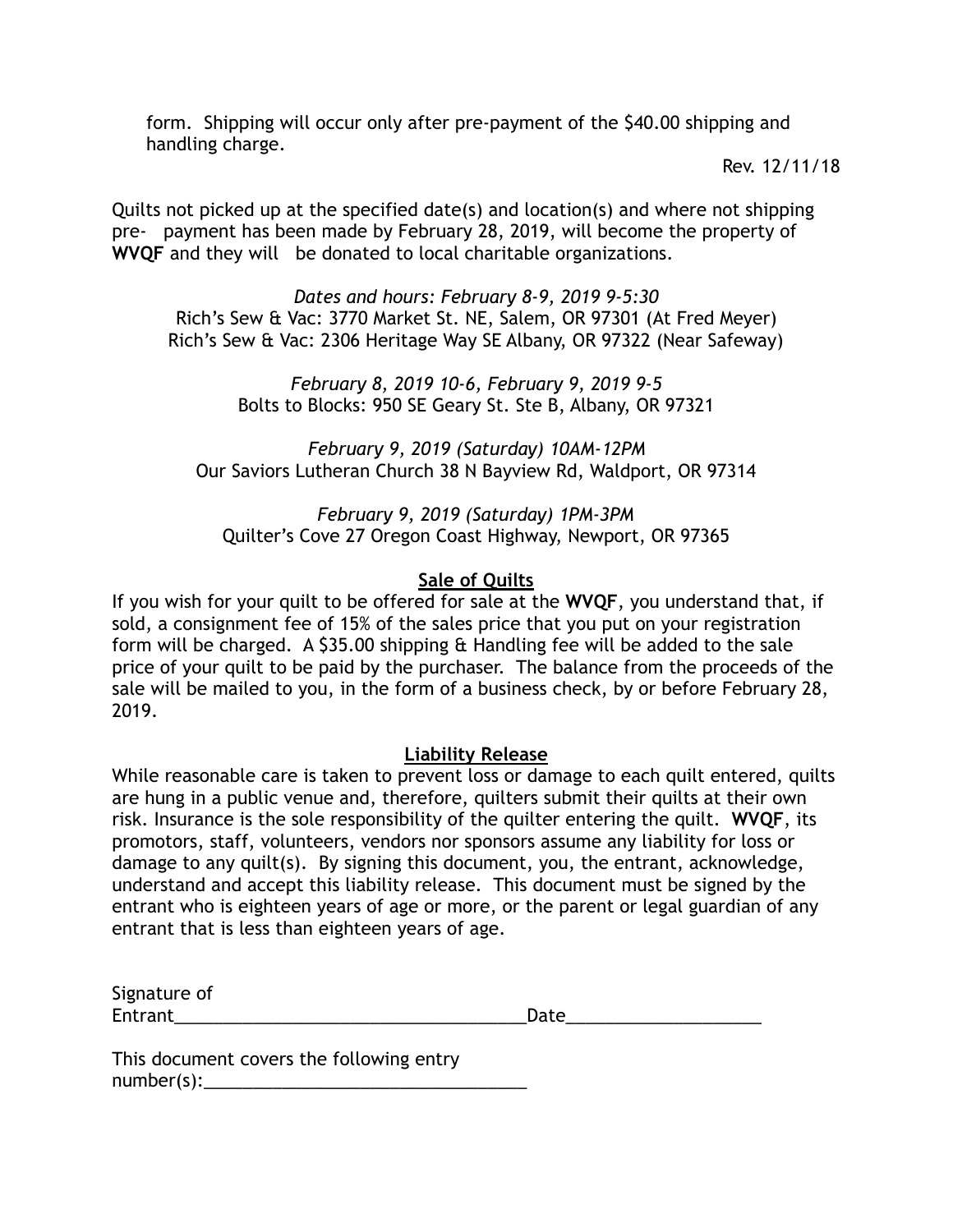form. Shipping will occur only after pre-payment of the $40.00 shipping and handling charge.

Rev. 12/11/18

Quilts not picked up at the specified date(s) and location(s) and where not shipping pre- payment has been made by February 28, 2019, will become the property of **WVQF** and they will be donated to local charitable organizations.

*Dates and hours: February 8-9, 2019 9-5:30*
Rich's Sew & Vac: 3770 Market St. NE, Salem, OR 97301 (At Fred Meyer)
Rich's Sew & Vac: 2306 Heritage Way SE Albany, OR 97322 (Near Safeway)

*February 8, 2019 10-6, February 9, 2019 9-5*
Bolts to Blocks: 950 SE Geary St. Ste B, Albany, OR 97321

*February 9, 2019 (Saturday) 10AM-12PM*
Our Saviors Lutheran Church 38 N Bayview Rd, Waldport, OR 97314

*February 9, 2019 (Saturday) 1PM-3PM*
Quilter's Cove 27 Oregon Coast Highway, Newport, OR 97365

## Sale of Quilts

If you wish for your quilt to be offered for sale at the **WVQF**, you understand that, if sold, a consignment fee of 15% of the sales price that you put on your registration form will be charged. A $35.00 shipping & Handling fee will be added to the sale price of your quilt to be paid by the purchaser. The balance from the proceeds of the sale will be mailed to you, in the form of a business check, by or before February 28, 2019.

## Liability Release

While reasonable care is taken to prevent loss or damage to each quilt entered, quilts are hung in a public venue and, therefore, quilters submit their quilts at their own risk. Insurance is the sole responsibility of the quilter entering the quilt. **WVQF**, its promotors, staff, volunteers, vendors nor sponsors assume any liability for loss or damage to any quilt(s). By signing this document, you, the entrant, acknowledge, understand and accept this liability release. This document must be signed by the entrant who is eighteen years of age or more, or the parent or legal guardian of any entrant that is less than eighteen years of age.

Signature of Entrant_____________________________________Date____________________

This document covers the following entry number(s):_________________________________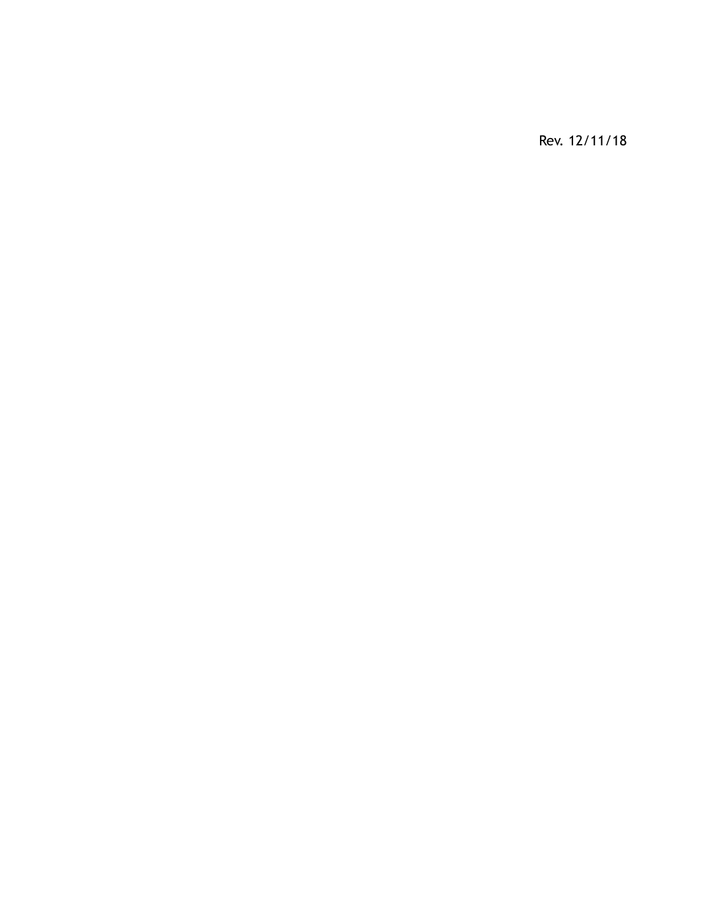Rev. 12/11/18